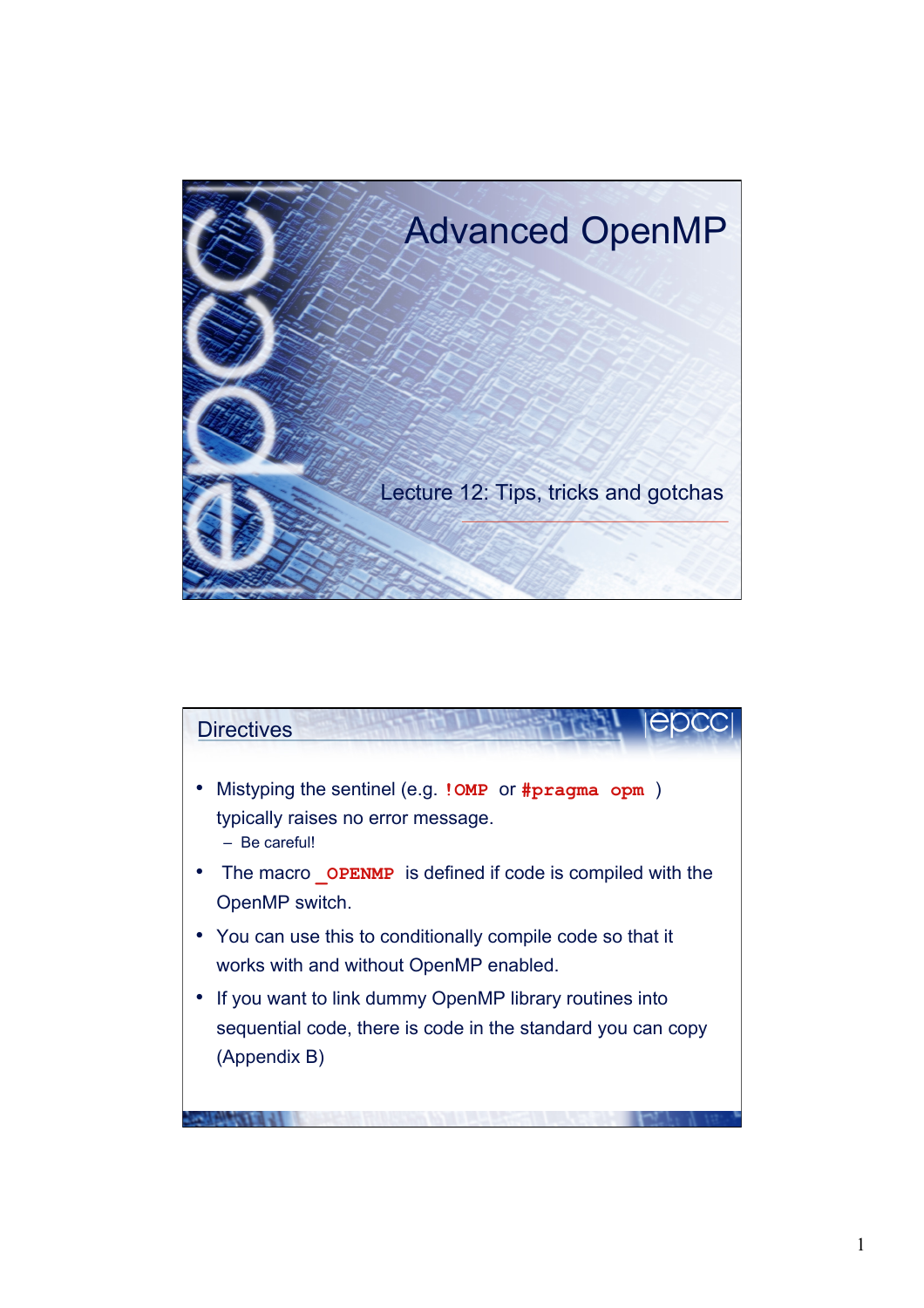# Advanced OpenMP

Lecture 12: Tips, tricks and gotchas

## Directives

- Mistyping the sentinel (e.g. `!OMP` or `#pragma opm` ) typically raises no error message.
  - Be careful!
- The macro `_OPENMP` is defined if code is compiled with the OpenMP switch.
- You can use this to conditionally compile code so that it works with and without OpenMP enabled.
- If you want to link dummy OpenMP library routines into sequential code, there is code in the standard you can copy (Appendix B)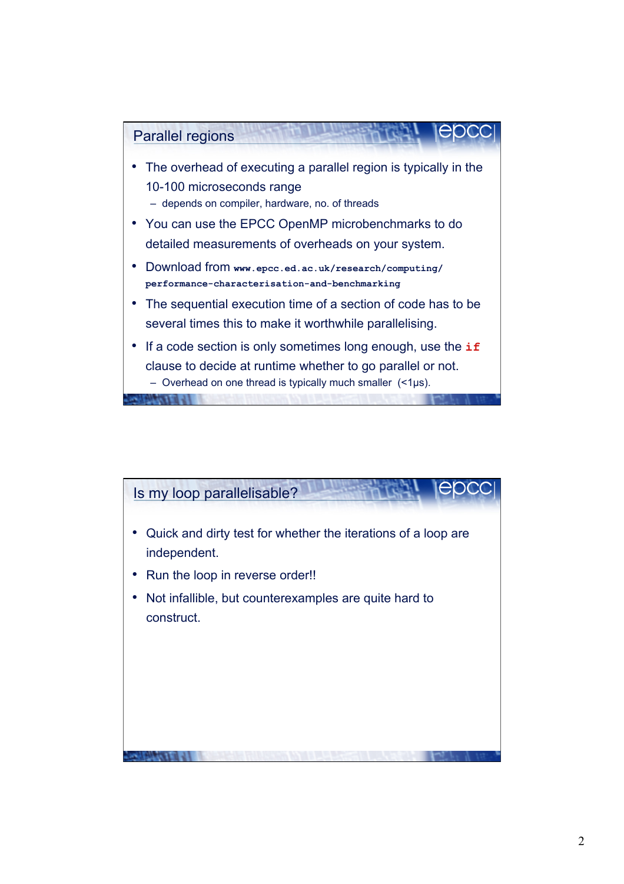## Parallel regions

- The overhead of executing a parallel region is typically in the 10-100 microseconds range
  - depends on compiler, hardware, no. of threads
- You can use the EPCC OpenMP microbenchmarks to do detailed measurements of overheads on your system.
- Download from `www.epcc.ed.ac.uk/research/computing/performance-characterisation-and-benchmarking`
- The sequential execution time of a section of code has to be several times this to make it worthwhile parallelising.
- If a code section is only sometimes long enough, use the **`if`** clause to decide at runtime whether to go parallel or not.
  - Overhead on one thread is typically much smaller (<1μs).

## Is my loop parallelisable?

- Quick and dirty test for whether the iterations of a loop are independent.
- Run the loop in reverse order!!
- Not infallible, but counterexamples are quite hard to construct.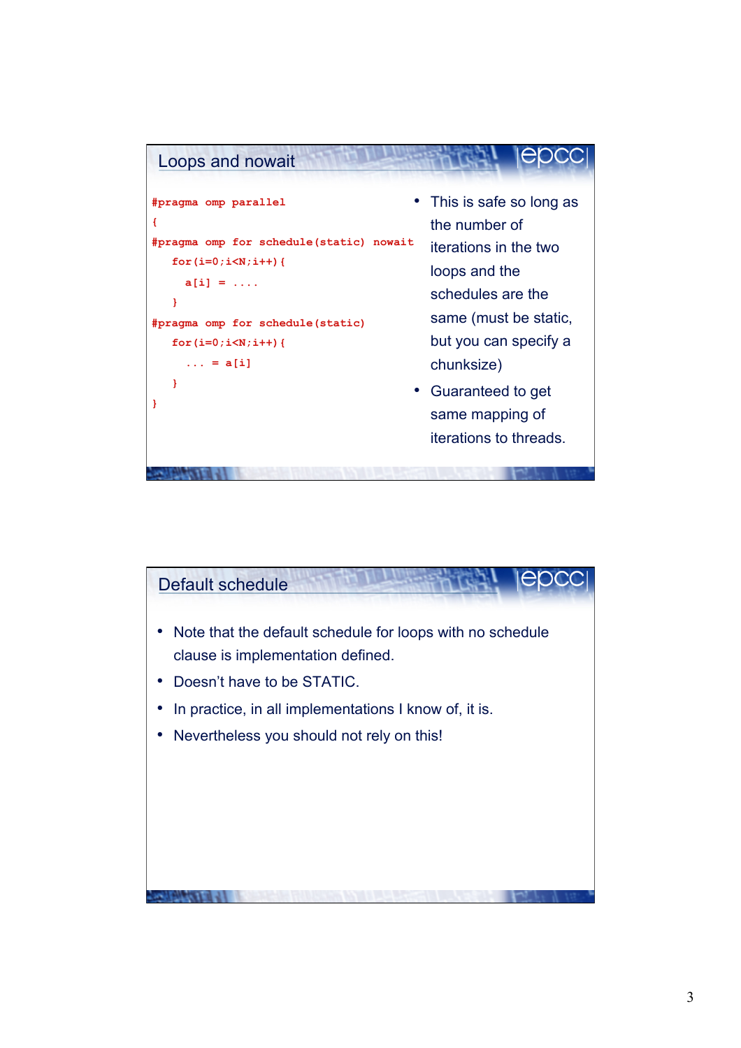## Loops and nowait

```
#pragma omp parallel
{
#pragma omp for schedule(static) nowait
   for(i=0;i<N;i++){
     a[i] = ....
   }
#pragma omp for schedule(static)
   for(i=0;i<N;i++){
     ... = a[i]
   }
}
```

- This is safe so long as the number of iterations in the two loops and the schedules are the same (must be static, but you can specify a chunksize)
- Guaranteed to get same mapping of iterations to threads.

## Default schedule

- Note that the default schedule for loops with no schedule clause is implementation defined.
- Doesn't have to be STATIC.
- In practice, in all implementations I know of, it is.
- Nevertheless you should not rely on this!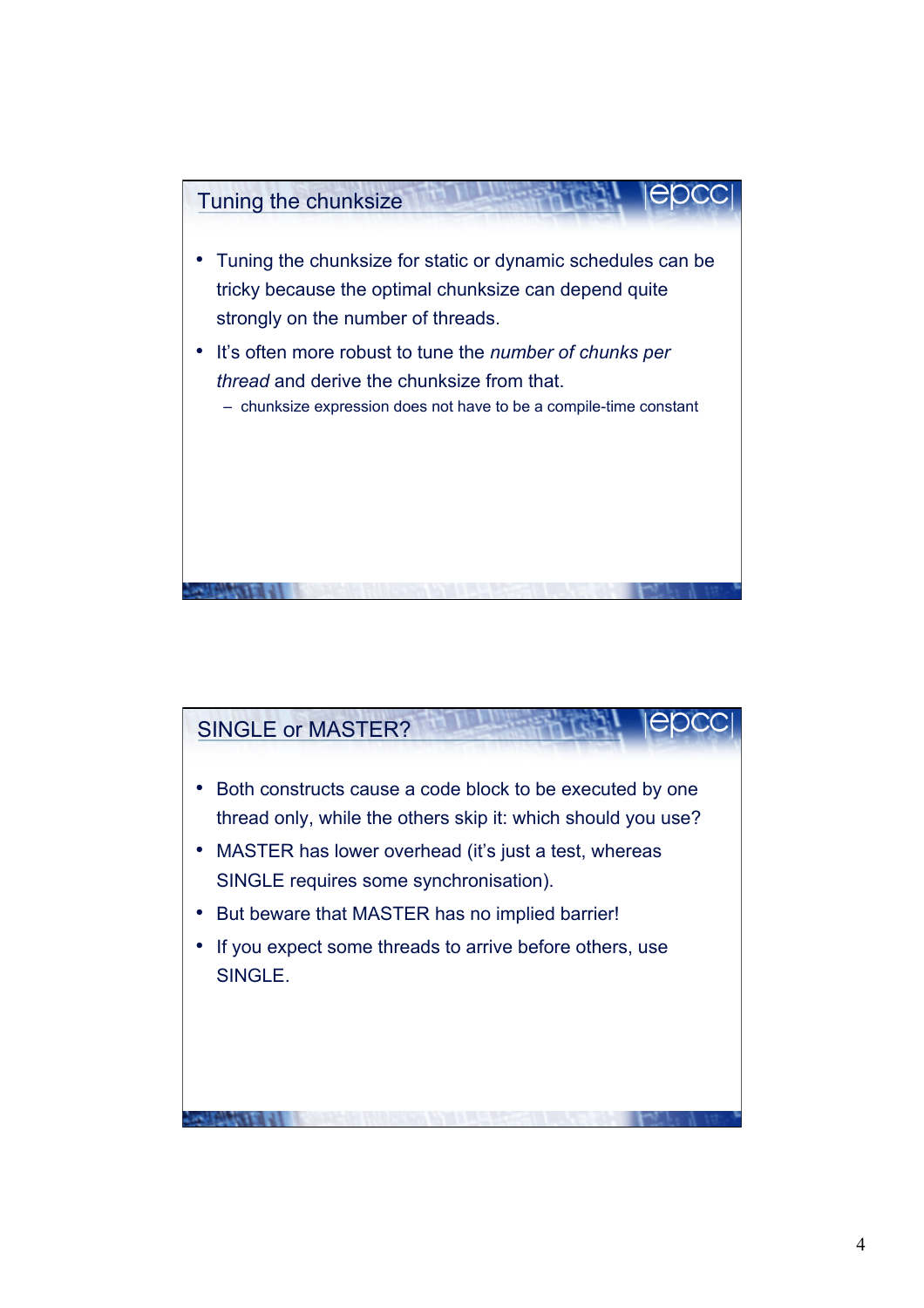## Tuning the chunksize

- Tuning the chunksize for static or dynamic schedules can be tricky because the optimal chunksize can depend quite strongly on the number of threads.
- It's often more robust to tune the *number of chunks per thread* and derive the chunksize from that.
  - chunksize expression does not have to be a compile-time constant

## SINGLE or MASTER?

- Both constructs cause a code block to be executed by one thread only, while the others skip it: which should you use?
- MASTER has lower overhead (it's just a test, whereas SINGLE requires some synchronisation).
- But beware that MASTER has no implied barrier!
- If you expect some threads to arrive before others, use SINGLE.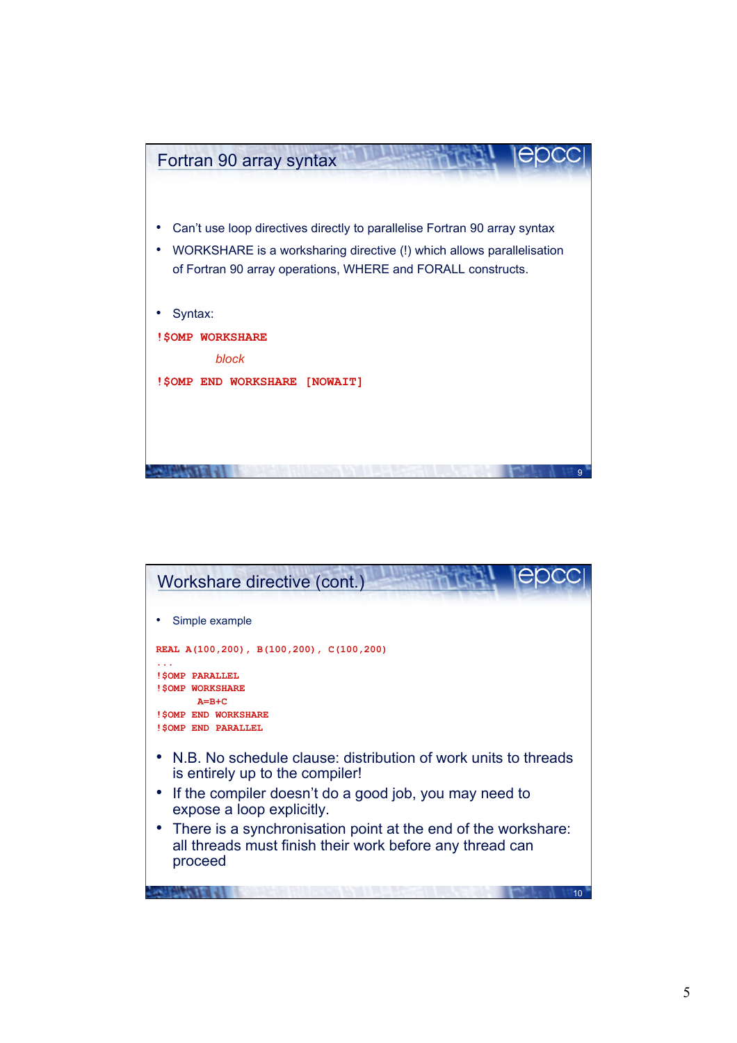## Fortran 90 array syntax

- Can't use loop directives directly to parallelise Fortran 90 array syntax
- WORKSHARE is a worksharing directive (!) which allows parallelisation of Fortran 90 array operations, WHERE and FORALL constructs.

- Syntax:

```
!$OMP WORKSHARE
        block
!$OMP END WORKSHARE [NOWAIT]
```

## Workshare directive (cont.)

- Simple example

```
REAL A(100,200), B(100,200), C(100,200)
...
!$OMP PARALLEL
!$OMP WORKSHARE
      A=B+C
!$OMP END WORKSHARE
!$OMP END PARALLEL
```

- N.B. No schedule clause: distribution of work units to threads is entirely up to the compiler!
- If the compiler doesn't do a good job, you may need to expose a loop explicitly.
- There is a synchronisation point at the end of the workshare: all threads must finish their work before any thread can proceed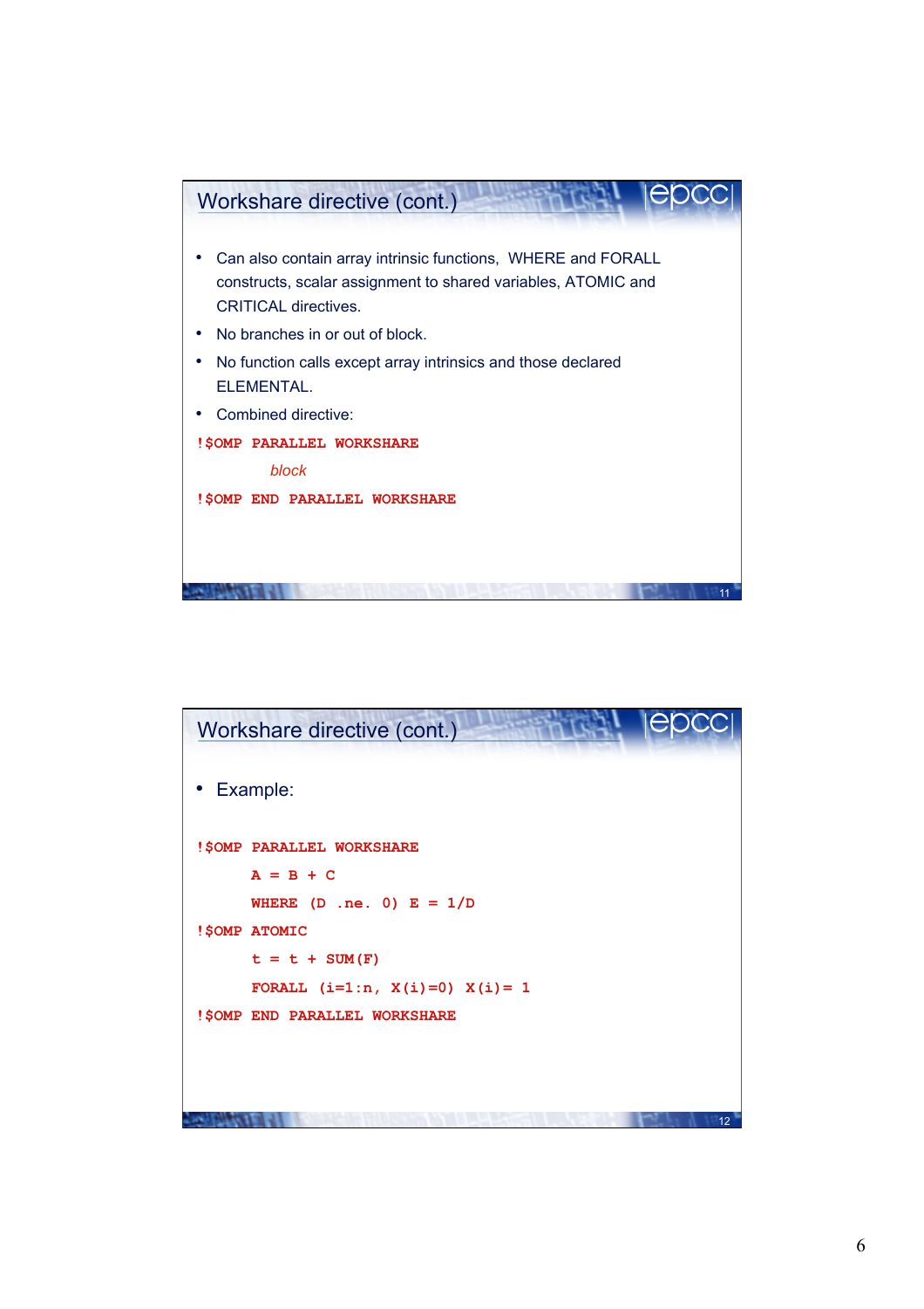## Workshare directive (cont.)

- Can also contain array intrinsic functions, WHERE and FORALL constructs, scalar assignment to shared variables, ATOMIC and CRITICAL directives.
- No branches in or out of block.
- No function calls except array intrinsics and those declared ELEMENTAL.
- Combined directive:

```
!$OMP PARALLEL WORKSHARE
       block
!$OMP END PARALLEL WORKSHARE
```

## Workshare directive (cont.)

- Example:

```
!$OMP PARALLEL WORKSHARE
      A = B + C
      WHERE (D .ne. 0) E = 1/D
!$OMP ATOMIC
      t = t + SUM(F)
      FORALL (i=1:n, X(i)=0) X(i)= 1
!$OMP END PARALLEL WORKSHARE
```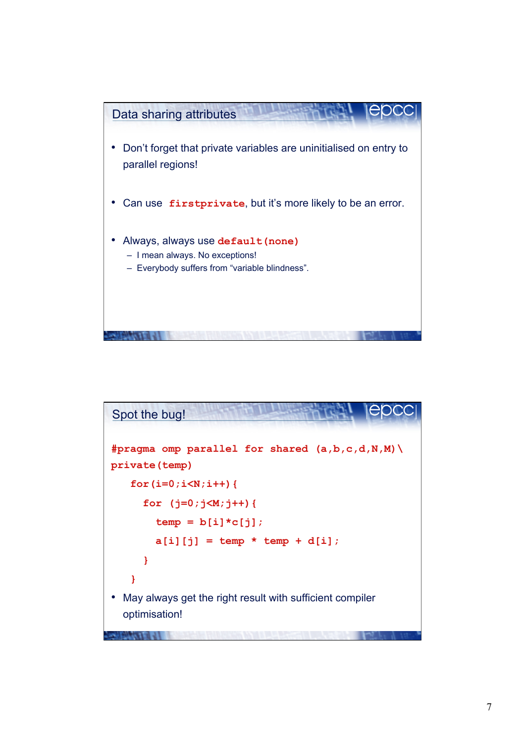## Data sharing attributes

- Don't forget that private variables are uninitialised on entry to parallel regions!
- Can use `firstprivate`, but it's more likely to be an error.
- Always, always use `default(none)`
  - I mean always. No exceptions!
  - Everybody suffers from "variable blindness".

## Spot the bug!

```
#pragma omp parallel for shared (a,b,c,d,N,M)\
private(temp)
   for(i=0;i<N;i++){
     for (j=0;j<M;j++){
       temp = b[i]*c[j];
       a[i][j] = temp * temp + d[i];
     }
   }
```

- May always get the right result with sufficient compiler optimisation!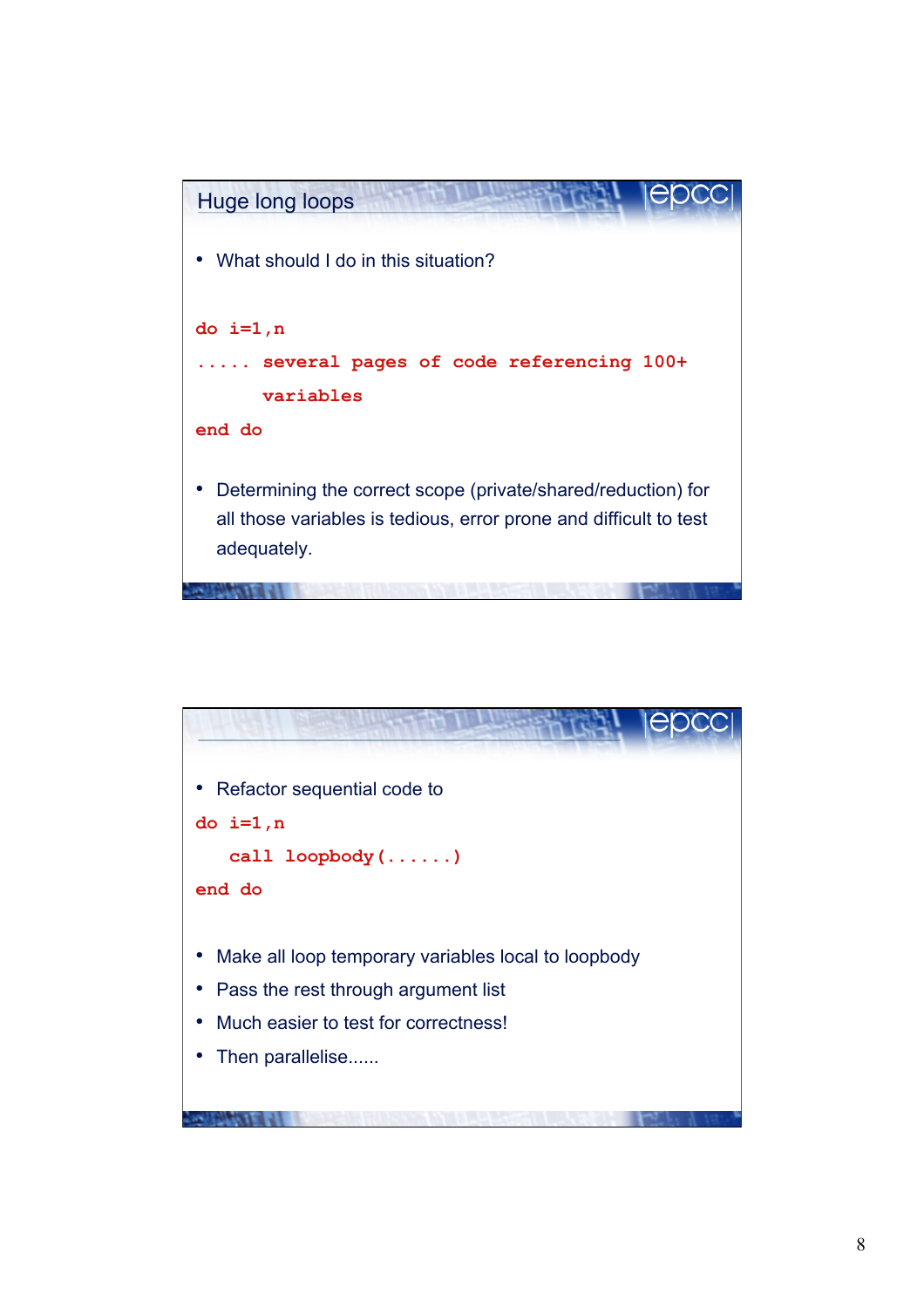## Huge long loops

- What should I do in this situation?

```
do i=1,n
..... several pages of code referencing 100+
      variables
end do
```

- Determining the correct scope (private/shared/reduction) for all those variables is tedious, error prone and difficult to test adequately.

---

- Refactor sequential code to

```
do i=1,n
   call loopbody(......)
end do
```

- Make all loop temporary variables local to loopbody
- Pass the rest through argument list
- Much easier to test for correctness!
- Then parallelise......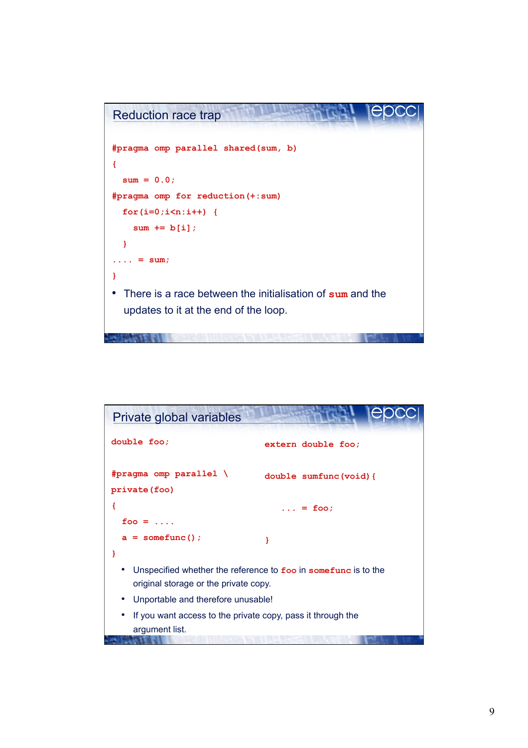## Reduction race trap

```
#pragma omp parallel shared(sum, b)
{
  sum = 0.0;
#pragma omp for reduction(+:sum)
  for(i=0;i<n:i++) {
    sum += b[i];
  }
.... = sum;
}
```

- There is a race between the initialisation of `sum` and the updates to it at the end of the loop.

## Private global variables

```
double foo;

#pragma omp parallel \
private(foo)
{
  foo = ....
  a = somefunc();
}
```

```
extern double foo;

double sumfunc(void){

    ... = foo;

}
```

- Unspecified whether the reference to `foo` in `somefunc` is to the original storage or the private copy.
- Unportable and therefore unusable!
- If you want access to the private copy, pass it through the argument list.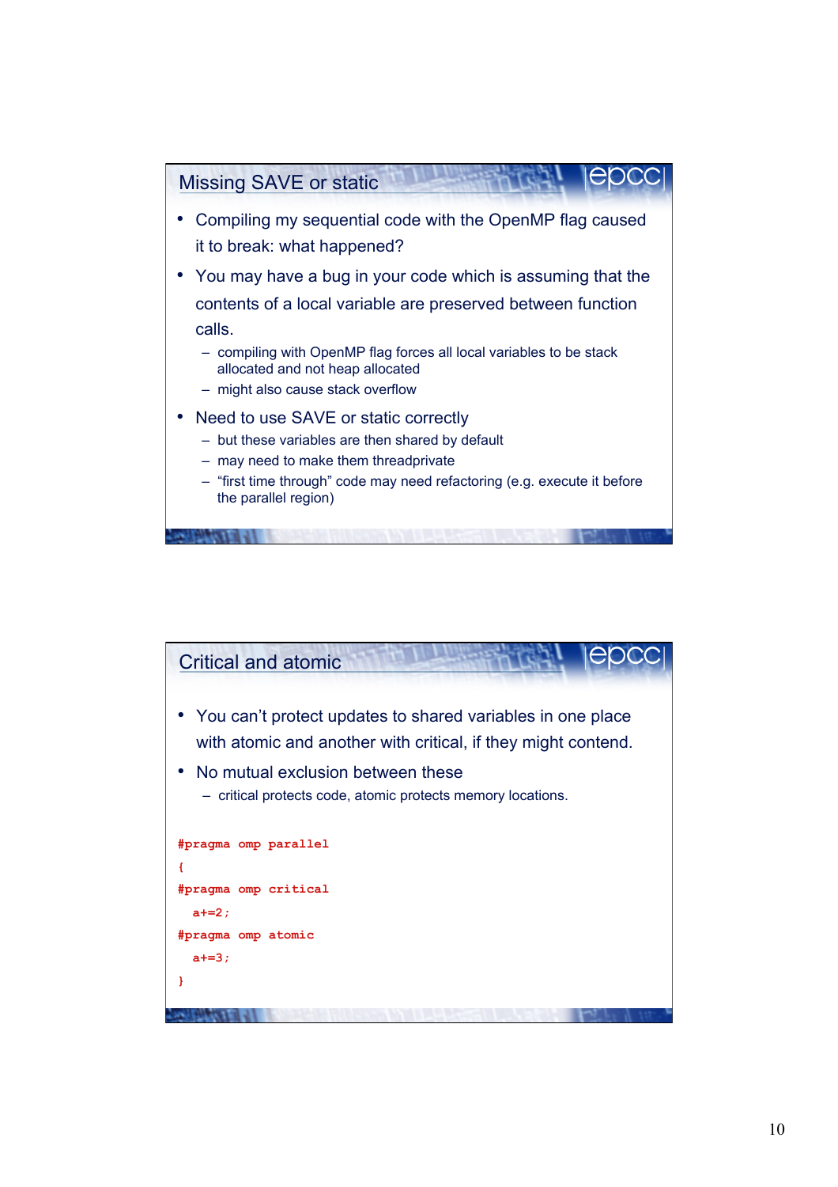## Missing SAVE or static

- Compiling my sequential code with the OpenMP flag caused it to break: what happened?
- You may have a bug in your code which is assuming that the contents of a local variable are preserved between function calls.
  - compiling with OpenMP flag forces all local variables to be stack allocated and not heap allocated
  - might also cause stack overflow
- Need to use SAVE or static correctly
  - but these variables are then shared by default
  - may need to make them threadprivate
  - "first time through" code may need refactoring (e.g. execute it before the parallel region)

## Critical and atomic

- You can't protect updates to shared variables in one place with atomic and another with critical, if they might contend.
- No mutual exclusion between these
  - critical protects code, atomic protects memory locations.

```
#pragma omp parallel
{
#pragma omp critical
  a+=2;
#pragma omp atomic
  a+=3;
}
```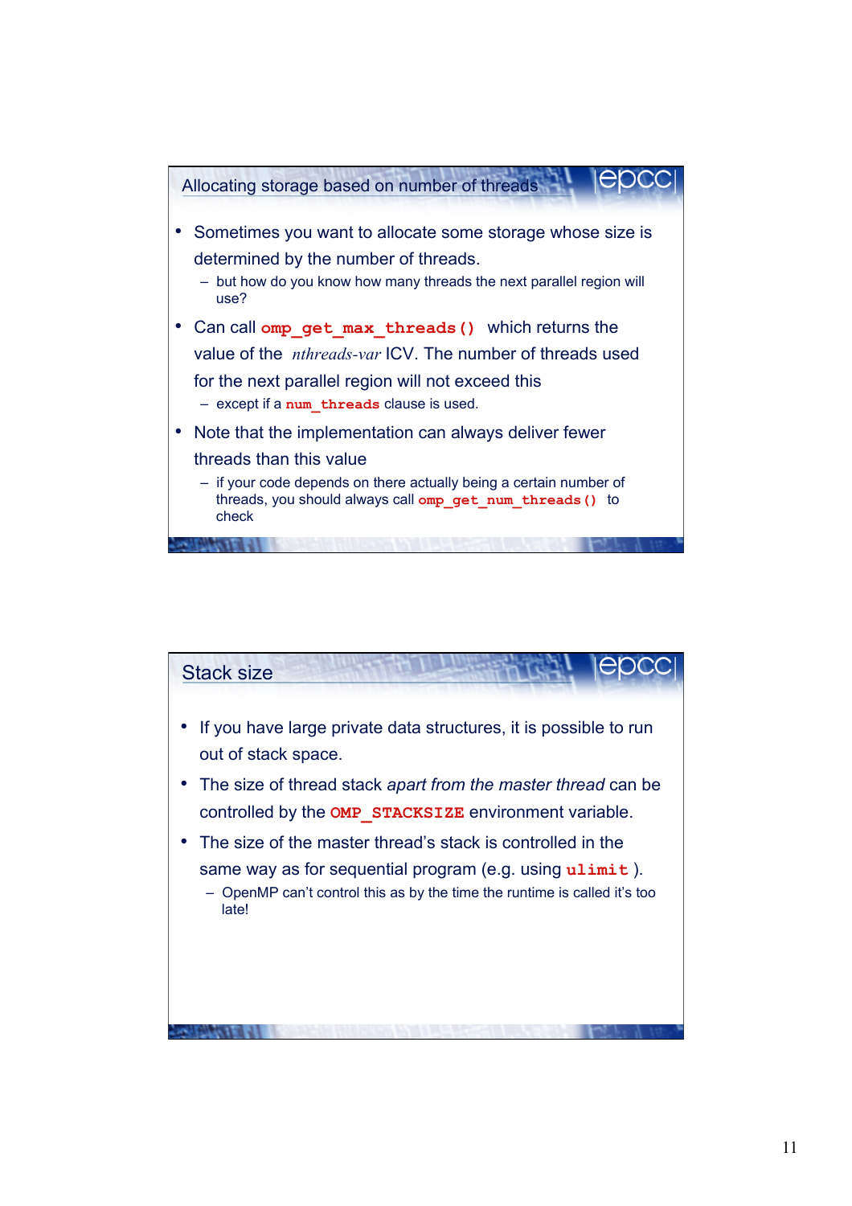## Allocating storage based on number of threads

- Sometimes you want to allocate some storage whose size is determined by the number of threads.
  - but how do you know how many threads the next parallel region will use?
- Can call `omp_get_max_threads()` which returns the value of the *nthreads-var* ICV. The number of threads used for the next parallel region will not exceed this
  - except if a `num_threads` clause is used.
- Note that the implementation can always deliver fewer threads than this value
  - if your code depends on there actually being a certain number of threads, you should always call `omp_get_num_threads()` to check

## Stack size

- If you have large private data structures, it is possible to run out of stack space.
- The size of thread stack *apart from the master thread* can be controlled by the `OMP_STACKSIZE` environment variable.
- The size of the master thread's stack is controlled in the same way as for sequential program (e.g. using `ulimit` ).
  - OpenMP can't control this as by the time the runtime is called it's too late!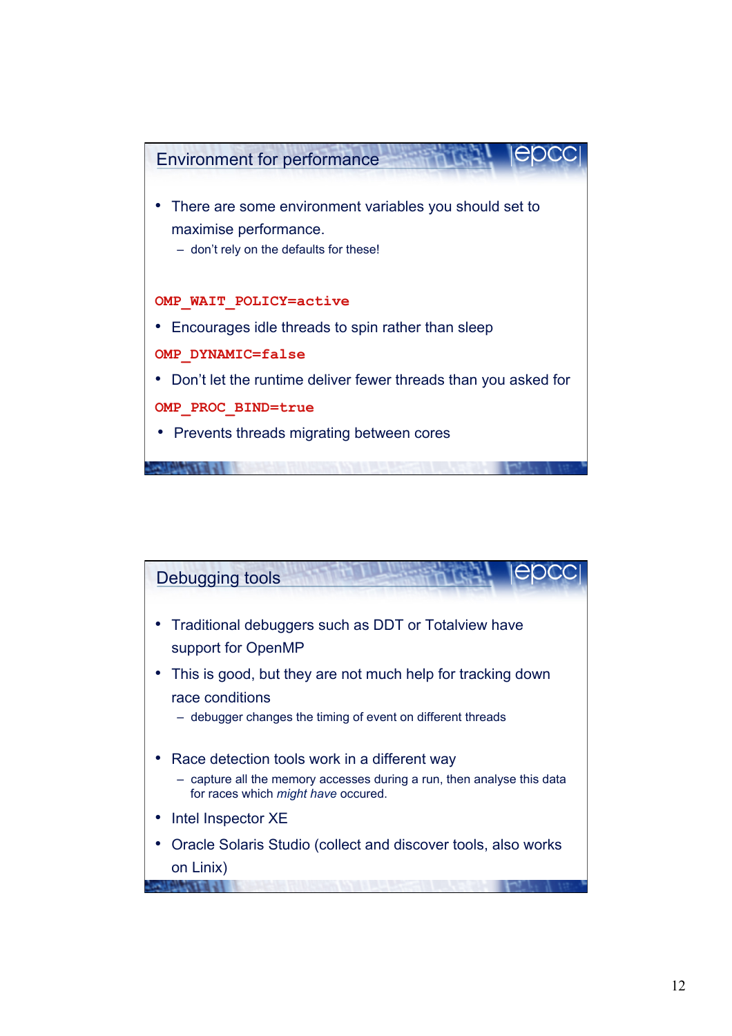## Environment for performance

- There are some environment variables you should set to maximise performance.
  - don't rely on the defaults for these!

**`OMP_WAIT_POLICY=active`**

- Encourages idle threads to spin rather than sleep

**`OMP_DYNAMIC=false`**

- Don't let the runtime deliver fewer threads than you asked for

**`OMP_PROC_BIND=true`**

- Prevents threads migrating between cores

## Debugging tools

- Traditional debuggers such as DDT or Totalview have support for OpenMP
- This is good, but they are not much help for tracking down race conditions
  - debugger changes the timing of event on different threads
- Race detection tools work in a different way
  - capture all the memory accesses during a run, then analyse this data for races which *might have* occured.
- Intel Inspector XE
- Oracle Solaris Studio (collect and discover tools, also works on Linix)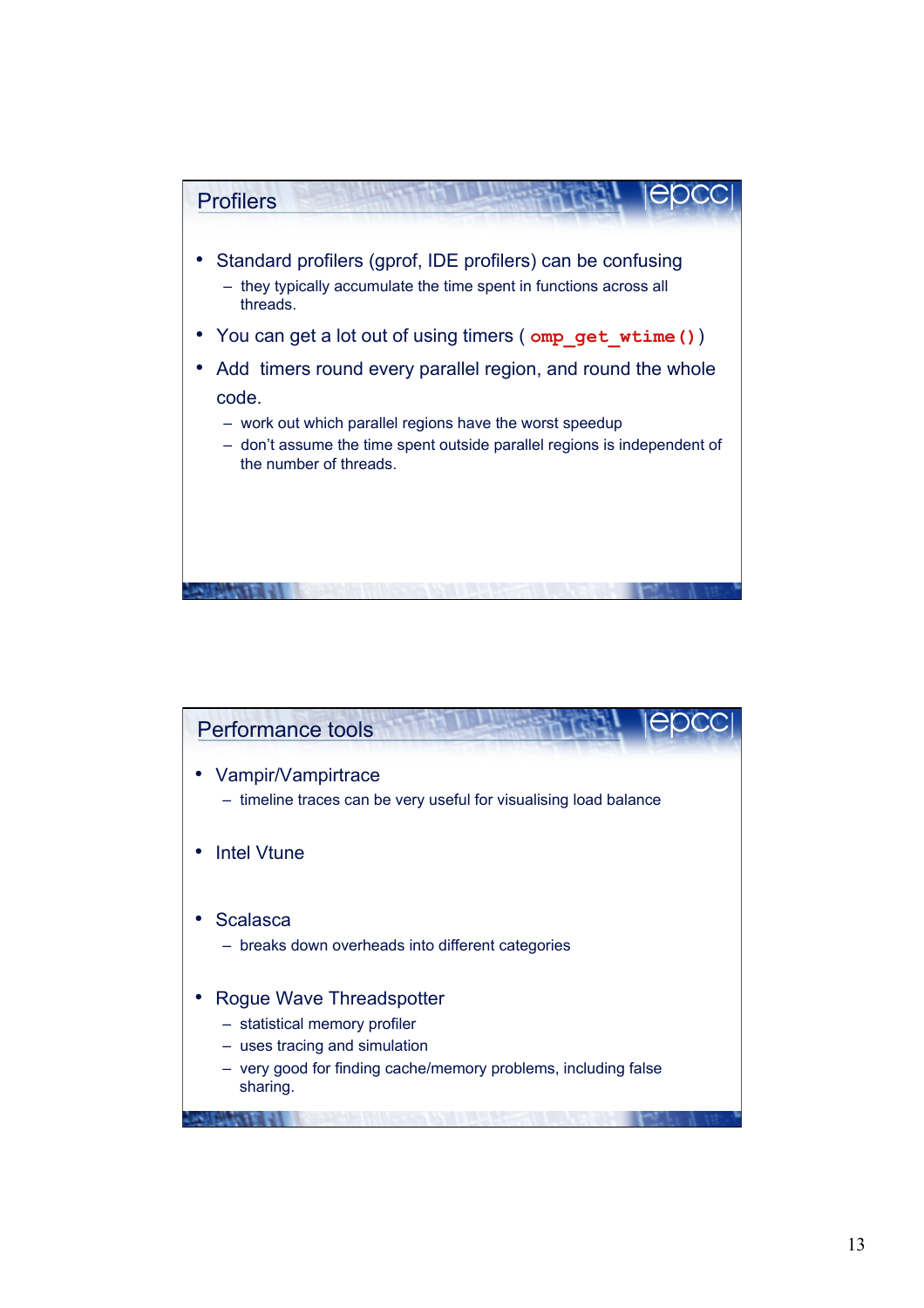## Profilers

- Standard profilers (gprof, IDE profilers) can be confusing
  - they typically accumulate the time spent in functions across all threads.
- You can get a lot out of using timers ( `omp_get_wtime()` )
- Add timers round every parallel region, and round the whole code.
  - work out which parallel regions have the worst speedup
  - don't assume the time spent outside parallel regions is independent of the number of threads.

## Performance tools

- Vampir/Vampirtrace
  - timeline traces can be very useful for visualising load balance
- Intel Vtune
- Scalasca
  - breaks down overheads into different categories
- Rogue Wave Threadspotter
  - statistical memory profiler
  - uses tracing and simulation
  - very good for finding cache/memory problems, including false sharing.